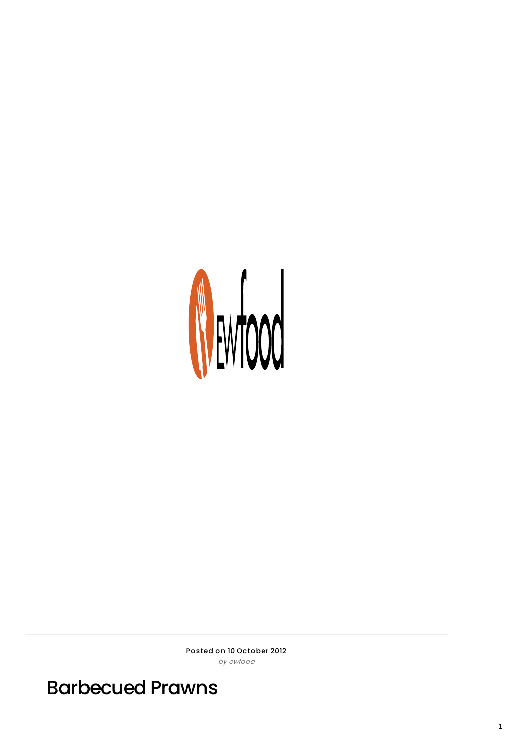Posted on 10 October 2012

*by ewfood*

# Barbecued Prawns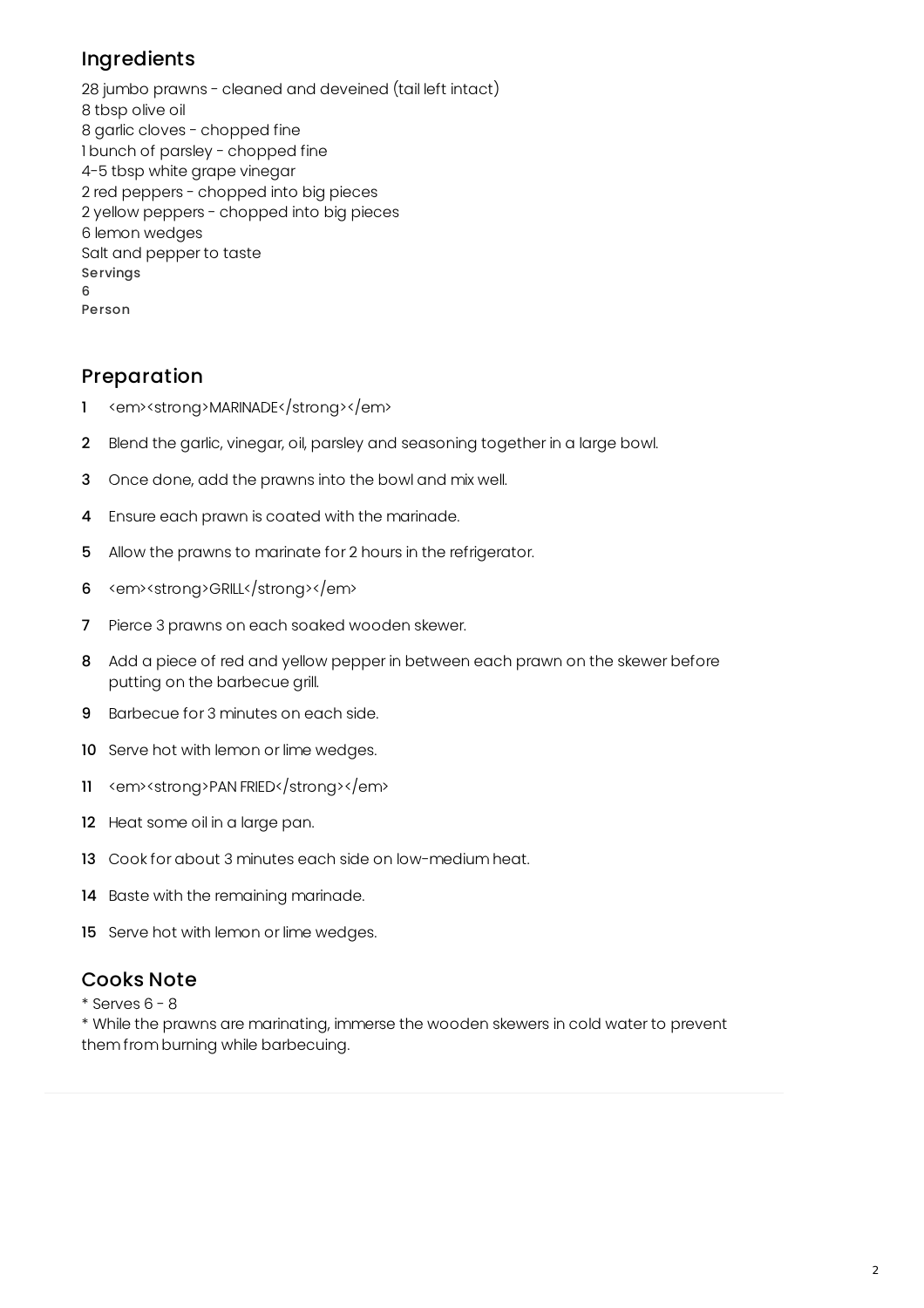## Ingredients

28 jumbo prawns - cleaned and deveined (tail left intact)
8 tbsp olive oil
8 garlic cloves - chopped fine
1 bunch of parsley - chopped fine
4-5 tbsp white grape vinegar
2 red peppers - chopped into big pieces
2 yellow peppers - chopped into big pieces
6 lemon wedges
Salt and pepper to taste
Servings
6
Person

## Preparation

1. <em><strong>MARINADE</strong></em>
2. Blend the garlic, vinegar, oil, parsley and seasoning together in a large bowl.
3. Once done, add the prawns into the bowl and mix well.
4. Ensure each prawn is coated with the marinade.
5. Allow the prawns to marinate for 2 hours in the refrigerator.
6. <em><strong>GRILL</strong></em>
7. Pierce 3 prawns on each soaked wooden skewer.
8. Add a piece of red and yellow pepper in between each prawn on the skewer before putting on the barbecue grill.
9. Barbecue for 3 minutes on each side.
10. Serve hot with lemon or lime wedges.
11. <em><strong>PAN FRIED</strong></em>
12. Heat some oil in a large pan.
13. Cook for about 3 minutes each side on low-medium heat.
14. Baste with the remaining marinade.
15. Serve hot with lemon or lime wedges.

## Cooks Note

* Serves 6 - 8
* While the prawns are marinating, immerse the wooden skewers in cold water to prevent them from burning while barbecuing.